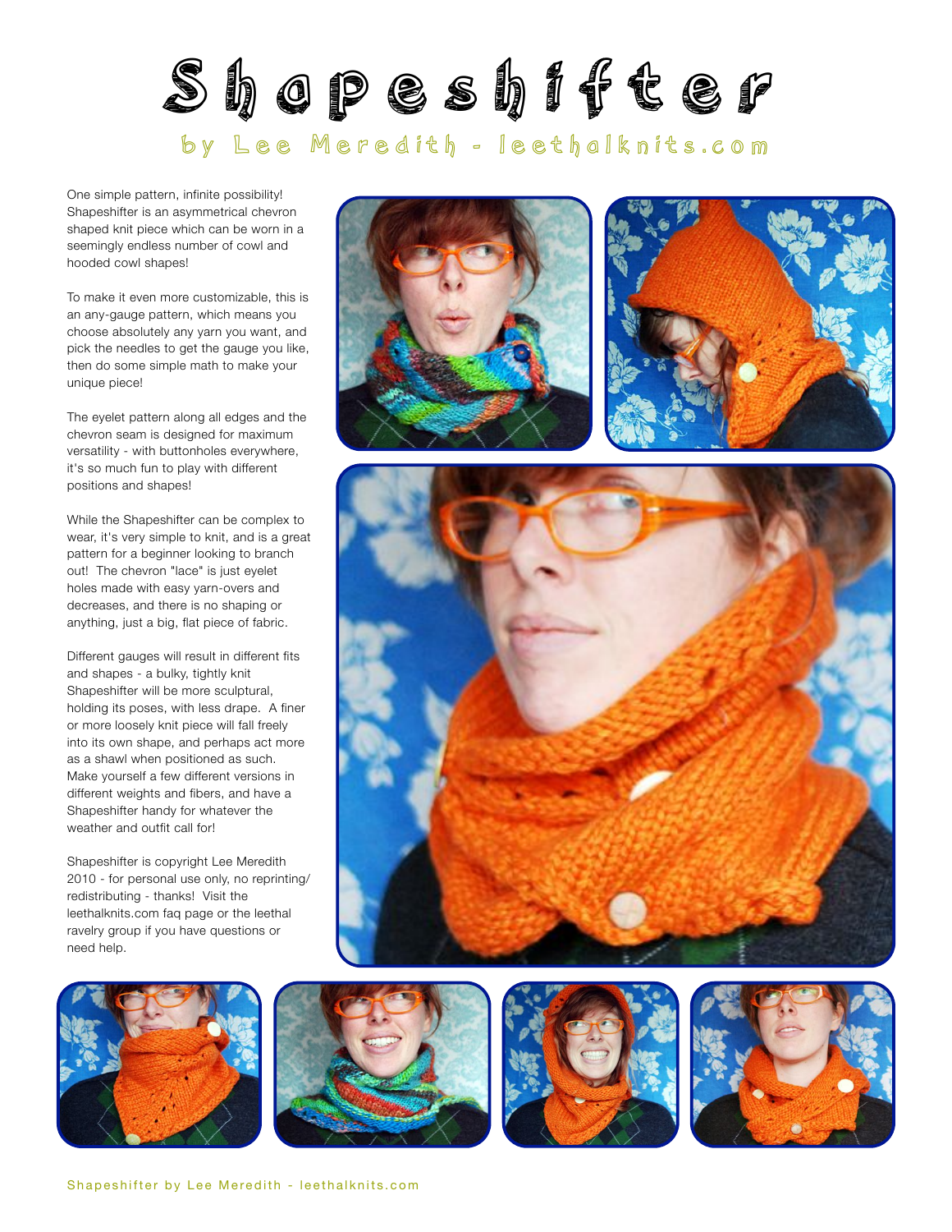# Shapeshifter

### by Lee Meredith - leethalknits.com

One simple pattern, infinite possibility! Shapeshifter is an asymmetrical chevron shaped knit piece which can be worn in a seemingly endless number of cowl and hooded cowl shapes!

To make it even more customizable, this is an any-gauge pattern, which means you choose absolutely any yarn you want, and pick the needles to get the gauge you like, then do some simple math to make your unique piece!

The eyelet pattern along all edges and the chevron seam is designed for maximum versatility - with buttonholes everywhere, it's so much fun to play with different positions and shapes!

While the Shapeshifter can be complex to wear, it's very simple to knit, and is a great pattern for a beginner looking to branch out! The chevron "lace" is just eyelet holes made with easy yarn-overs and decreases, and there is no shaping or anything, just a big, flat piece of fabric.

Different gauges will result in different fits and shapes - a bulky, tightly knit Shapeshifter will be more sculptural, holding its poses, with less drape. A finer or more loosely knit piece will fall freely into its own shape, and perhaps act more as a shawl when positioned as such. Make yourself a few different versions in different weights and fibers, and have a Shapeshifter handy for whatever the weather and outfit call for!

Shapeshifter is copyright Lee Meredith 2010 - for personal use only, no reprinting/redistributing - thanks! Visit the leethalknits.com faq page or the leethal ravelry group if you have questions or need help.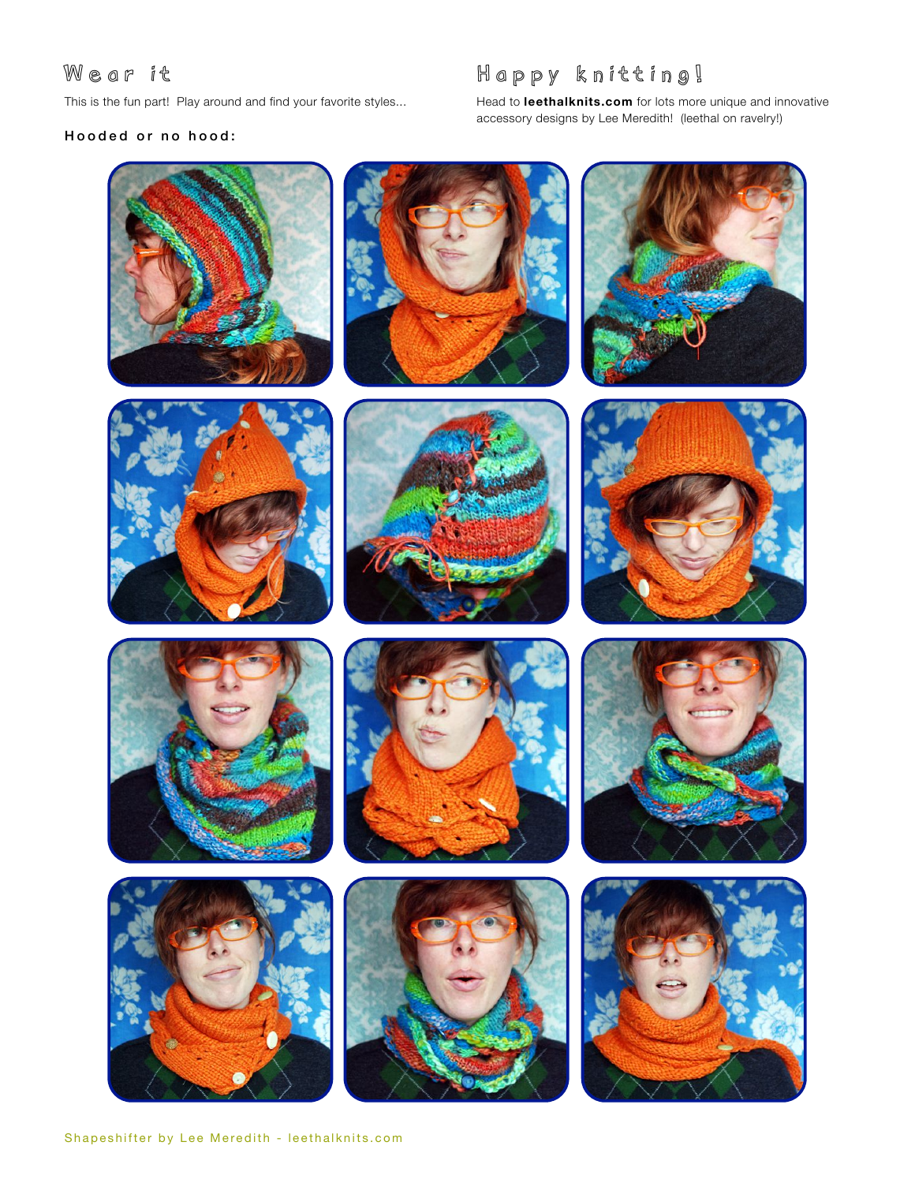## Wear it

This is the fun part! Play around and find your favorite styles...

**Hooded or no hood:**

## Happy knitting!

Head to **leethalknits.com** for lots more unique and innovative accessory designs by Lee Meredith! (leethal on ravelry!)